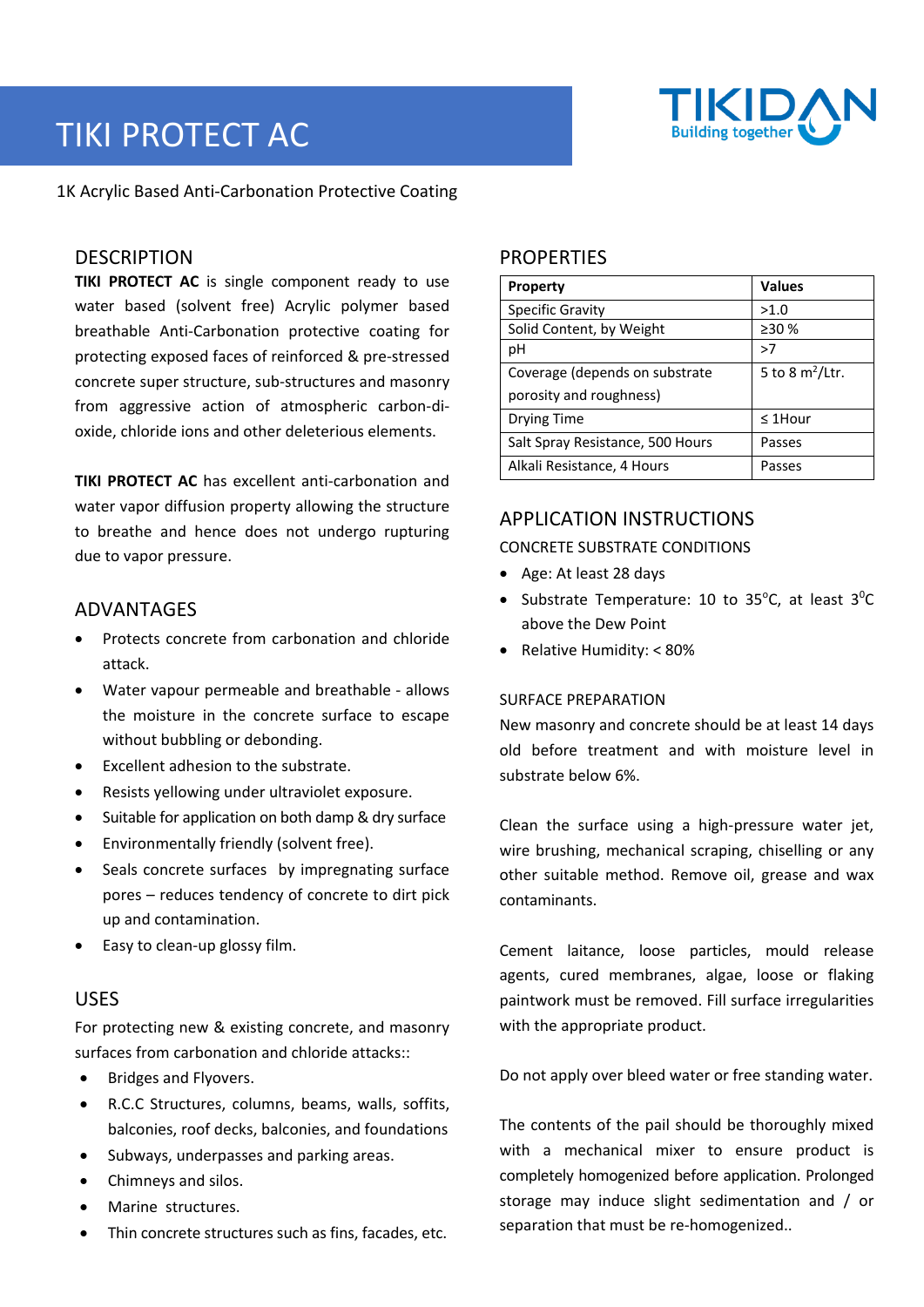// TIKI PROTECT AC

1K Acrylic Based Anti-Carbonation Protective Coating

## DESCRIPTION

**TIKI PROTECT AC** is single component ready to use water based (solvent free) Acrylic polymer based breathable Anti-Carbonation protective coating for protecting exposed faces of reinforced & pre-stressed concrete super structure, sub-structures and masonry from aggressive action of atmospheric carbon-di-oxide, chloride ions and other deleterious elements.

**TIKI PROTECT AC** has excellent anti-carbonation and water vapor diffusion property allowing the structure to breathe and hence does not undergo rupturing due to vapor pressure.

## ADVANTAGES

- Protects concrete from carbonation and chloride attack.
- Water vapour permeable and breathable - allows the moisture in the concrete surface to escape without bubbling or debonding.
- Excellent adhesion to the substrate.
- Resists yellowing under ultraviolet exposure.
- Suitable for application on both damp & dry surface
- Environmentally friendly (solvent free).
- Seals concrete surfaces by impregnating surface pores – reduces tendency of concrete to dirt pick up and contamination.
- Easy to clean-up glossy film.

## USES

For protecting new & existing concrete, and masonry surfaces from carbonation and chloride attacks::

- Bridges and Flyovers.
- R.C.C Structures, columns, beams, walls, soffits, balconies, roof decks, balconies, and foundations
- Subways, underpasses and parking areas.
- Chimneys and silos.
- Marine structures.
- Thin concrete structures such as fins, facades, etc.

## PROPERTIES

| Property | Values |
|---|---|
| Specific Gravity | >1.0 |
| Solid Content, by Weight | ≥30 % |
| pH | >7 |
| Coverage (depends on substrate porosity and roughness) | 5 to 8 $m^2$/Ltr. |
| Drying Time | ≤ 1Hour |
| Salt Spray Resistance, 500 Hours | Passes |
| Alkali Resistance, 4 Hours | Passes |

## APPLICATION INSTRUCTIONS

CONCRETE SUBSTRATE CONDITIONS

- Age: At least 28 days
- Substrate Temperature: 10 to 35$^0$C, at least 3$^0$C above the Dew Point
- Relative Humidity: < 80%

SURFACE PREPARATION

New masonry and concrete should be at least 14 days old before treatment and with moisture level in substrate below 6%.

Clean the surface using a high-pressure water jet, wire brushing, mechanical scraping, chiselling or any other suitable method. Remove oil, grease and wax contaminants.

Cement laitance, loose particles, mould release agents, cured membranes, algae, loose or flaking paintwork must be removed. Fill surface irregularities with the appropriate product.

Do not apply over bleed water or free standing water.

The contents of the pail should be thoroughly mixed with a mechanical mixer to ensure product is completely homogenized before application. Prolonged storage may induce slight sedimentation and / or separation that must be re-homogenized..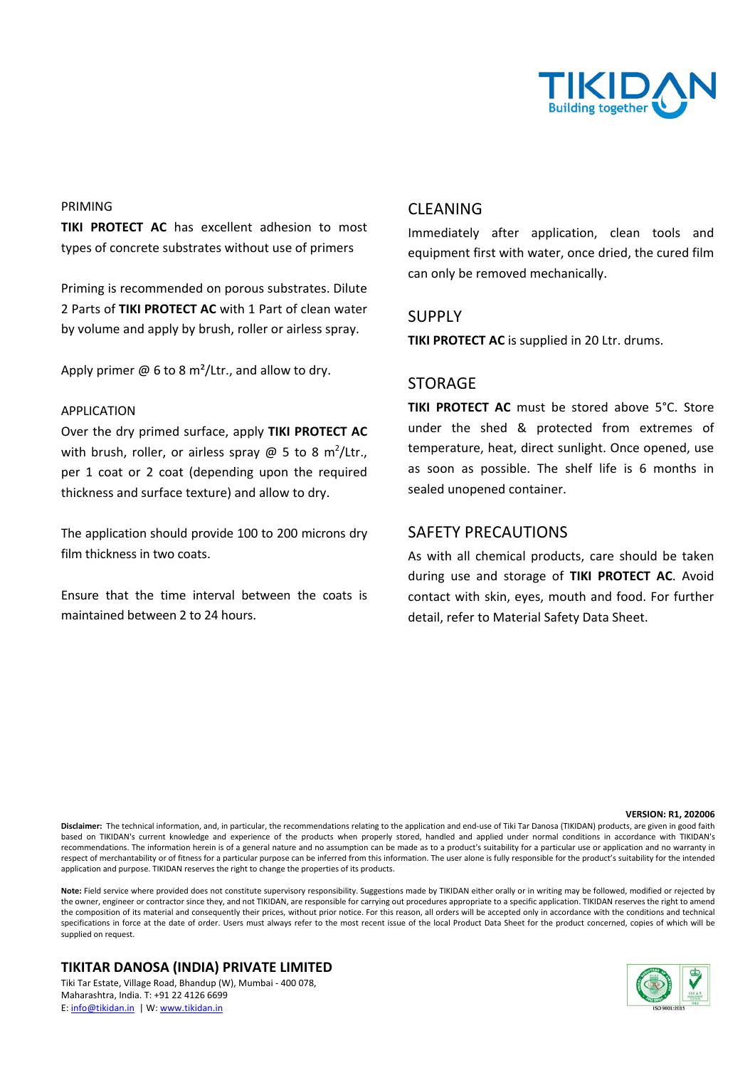PRIMING

**TIKI PROTECT AC** has excellent adhesion to most types of concrete substrates without use of primers

Priming is recommended on porous substrates. Dilute 2 Parts of **TIKI PROTECT AC** with 1 Part of clean water by volume and apply by brush, roller or airless spray.

Apply primer @ 6 to 8 $m^2$/Ltr., and allow to dry.

APPLICATION

Over the dry primed surface, apply **TIKI PROTECT AC** with brush, roller, or airless spray @ 5 to 8 $m^2$/Ltr., per 1 coat or 2 coat (depending upon the required thickness and surface texture) and allow to dry.

The application should provide 100 to 200 microns dry film thickness in two coats.

Ensure that the time interval between the coats is maintained between 2 to 24 hours.

## CLEANING

Immediately after application, clean tools and equipment first with water, once dried, the cured film can only be removed mechanically.

## SUPPLY

**TIKI PROTECT AC** is supplied in 20 Ltr. drums.

## STORAGE

**TIKI PROTECT AC** must be stored above 5°C. Store under the shed & protected from extremes of temperature, heat, direct sunlight. Once opened, use as soon as possible. The shelf life is 6 months in sealed unopened container.

## SAFETY PRECAUTIONS

As with all chemical products, care should be taken during use and storage of **TIKI PROTECT AC**. Avoid contact with skin, eyes, mouth and food. For further detail, refer to Material Safety Data Sheet.

**VERSION: R1, 202006**

**Disclaimer:** The technical information, and, in particular, the recommendations relating to the application and end-use of Tiki Tar Danosa (TIKIDAN) products, are given in good faith based on TIKIDAN's current knowledge and experience of the products when properly stored, handled and applied under normal conditions in accordance with TIKIDAN's recommendations. The information herein is of a general nature and no assumption can be made as to a product's suitability for a particular use or application and no warranty in respect of merchantability or of fitness for a particular purpose can be inferred from this information. The user alone is fully responsible for the product's suitability for the intended application and purpose. TIKIDAN reserves the right to change the properties of its products.

**Note:** Field service where provided does not constitute supervisory responsibility. Suggestions made by TIKIDAN either orally or in writing may be followed, modified or rejected by the owner, engineer or contractor since they, and not TIKIDAN, are responsible for carrying out procedures appropriate to a specific application. TIKIDAN reserves the right to amend the composition of its material and consequently their prices, without prior notice. For this reason, all orders will be accepted only in accordance with the conditions and technical specifications in force at the date of order. Users must always refer to the most recent issue of the local Product Data Sheet for the product concerned, copies of which will be supplied on request.

**TIKITAR DANOSA (INDIA) PRIVATE LIMITED**

Tiki Tar Estate, Village Road, Bhandup (W), Mumbai - 400 078,
Maharashtra, India. T: +91 22 4126 6699
E: info@tikidan.in | W: www.tikidan.in